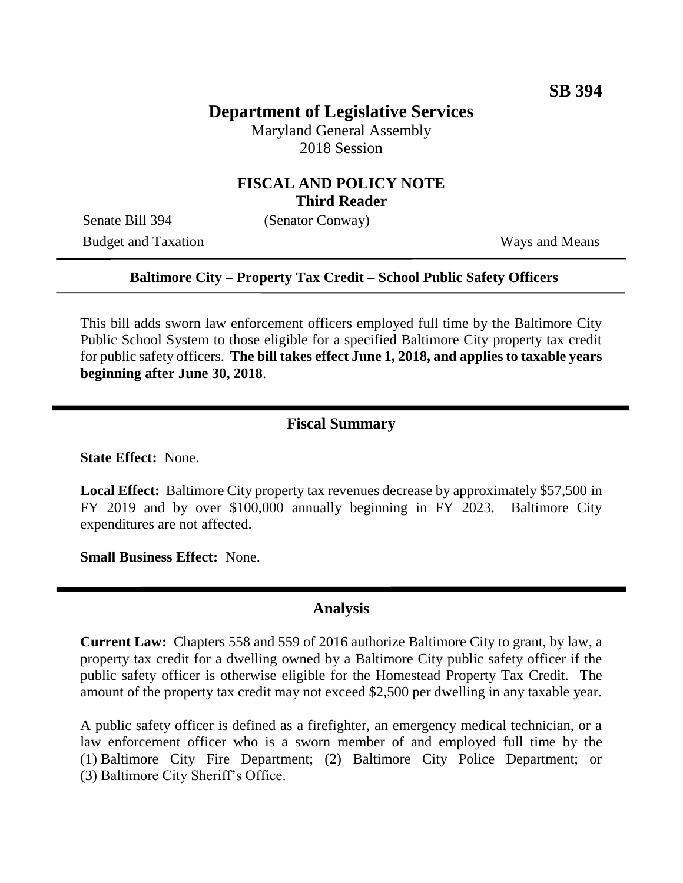**SB 394**

# Department of Legislative Services

Maryland General Assembly
2018 Session

## FISCAL AND POLICY NOTE
### Third Reader

Senate Bill 394 (Senator Conway)

Budget and Taxation Ways and Means

**Baltimore City – Property Tax Credit – School Public Safety Officers**

This bill adds sworn law enforcement officers employed full time by the Baltimore City Public School System to those eligible for a specified Baltimore City property tax credit for public safety officers. **The bill takes effect June 1, 2018, and applies to taxable years beginning after June 30, 2018**.

## Fiscal Summary

**State Effect:** None.

**Local Effect:** Baltimore City property tax revenues decrease by approximately $57,500 in FY 2019 and by over $100,000 annually beginning in FY 2023. Baltimore City expenditures are not affected.

**Small Business Effect:** None.

## Analysis

**Current Law:** Chapters 558 and 559 of 2016 authorize Baltimore City to grant, by law, a property tax credit for a dwelling owned by a Baltimore City public safety officer if the public safety officer is otherwise eligible for the Homestead Property Tax Credit. The amount of the property tax credit may not exceed $2,500 per dwelling in any taxable year.

A public safety officer is defined as a firefighter, an emergency medical technician, or a law enforcement officer who is a sworn member of and employed full time by the (1) Baltimore City Fire Department; (2) Baltimore City Police Department; or (3) Baltimore City Sheriff's Office.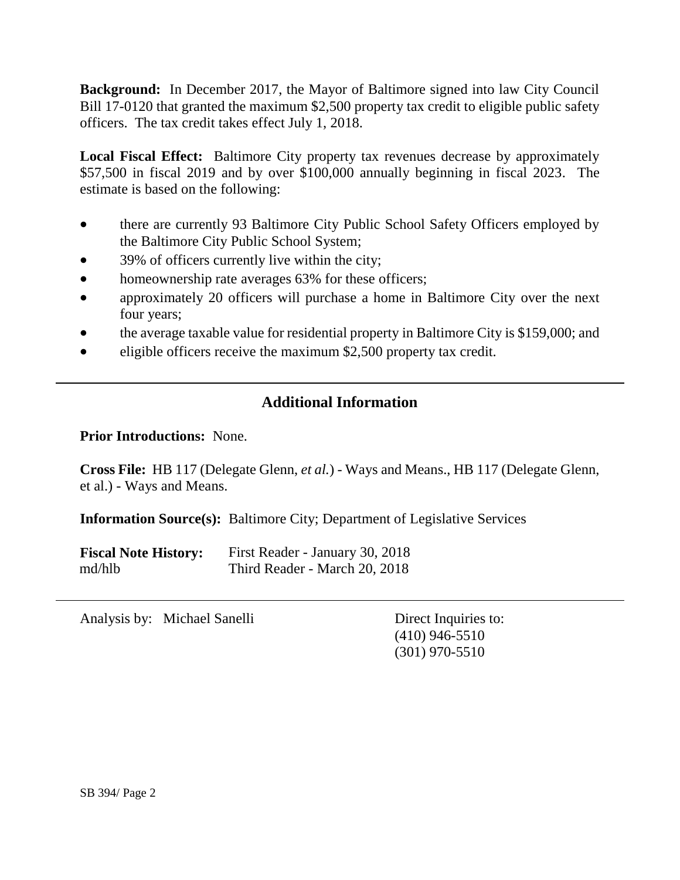**Background:** In December 2017, the Mayor of Baltimore signed into law City Council Bill 17-0120 that granted the maximum $2,500 property tax credit to eligible public safety officers. The tax credit takes effect July 1, 2018.

**Local Fiscal Effect:** Baltimore City property tax revenues decrease by approximately $57,500 in fiscal 2019 and by over $100,000 annually beginning in fiscal 2023. The estimate is based on the following:

- there are currently 93 Baltimore City Public School Safety Officers employed by the Baltimore City Public School System;
- 39% of officers currently live within the city;
- homeownership rate averages 63% for these officers;
- approximately 20 officers will purchase a home in Baltimore City over the next four years;
- the average taxable value for residential property in Baltimore City is $159,000; and
- eligible officers receive the maximum $2,500 property tax credit.

## Additional Information

**Prior Introductions:** None.

**Cross File:** HB 117 (Delegate Glenn, *et al.*) - Ways and Means., HB 117 (Delegate Glenn, et al.) - Ways and Means.

**Information Source(s):** Baltimore City; Department of Legislative Services

**Fiscal Note History:** First Reader - January 30, 2018
md/hlb Third Reader - March 20, 2018

Analysis by: Michael Sanelli

Direct Inquiries to:
(410) 946-5510
(301) 970-5510